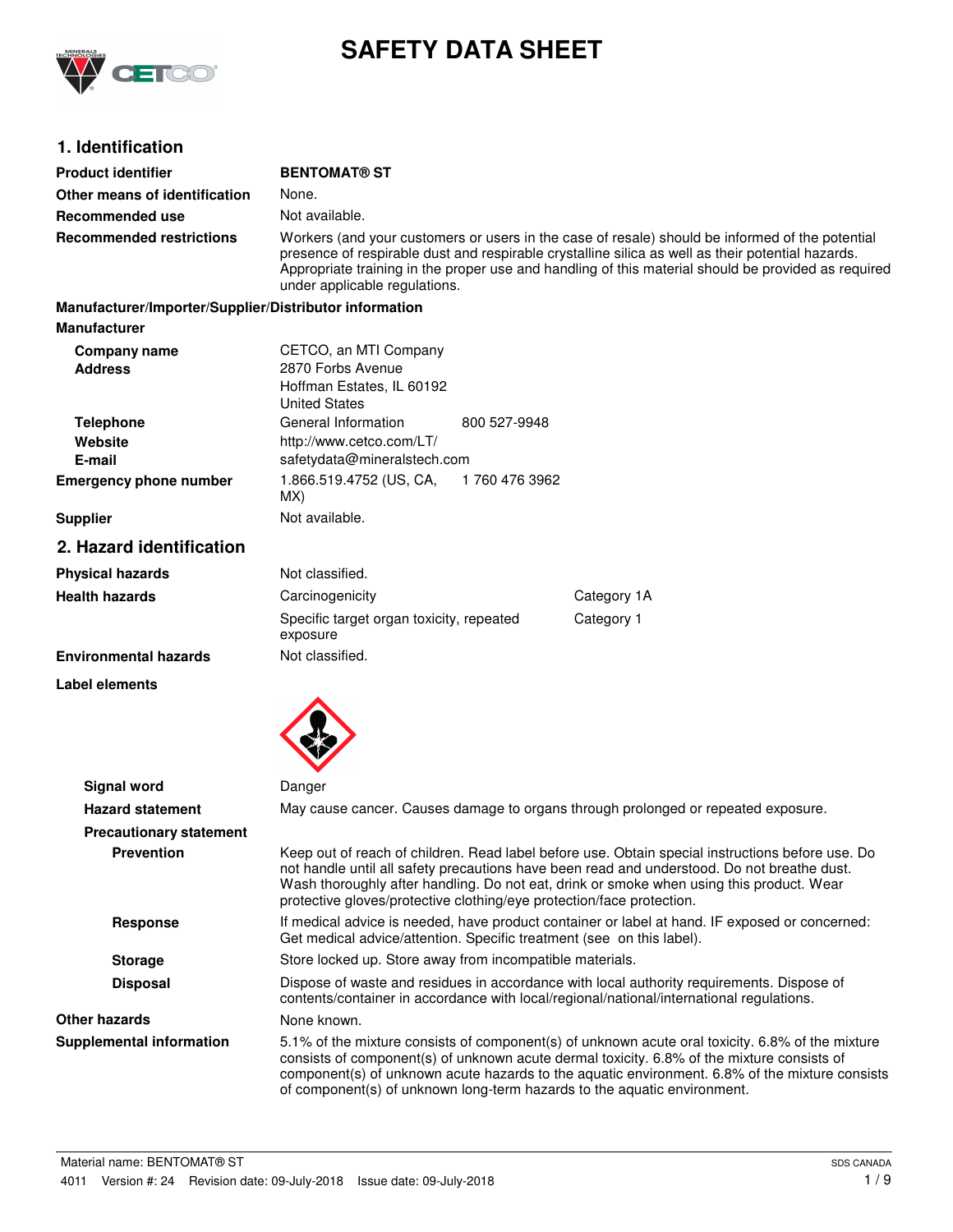# SAFETY DATA SHEET

## 1. Identification

**Product identifier** BENTOMAT® ST

**Other means of identification** None.

**Recommended use** Not available.

**Recommended restrictions** Workers (and your customers or users in the case of resale) should be informed of the potential presence of respirable dust and respirable crystalline silica as well as their potential hazards. Appropriate training in the proper use and handling of this material should be provided as required under applicable regulations.

**Manufacturer/Importer/Supplier/Distributor information**

**Manufacturer**

| | | |
|---|---|---|
| **Company name** | CETCO, an MTI Company | |
| **Address** | 2870 Forbs Avenue<br>Hoffman Estates, IL 60192<br>United States | |
| **Telephone** | General Information | 800 527-9948 |
| **Website** | http://www.cetco.com/LT/ | |
| **E-mail** | safetydata@mineralstech.com | |
| **Emergency phone number** | 1.866.519.4752 (US, CA, MX) | 1 760 476 3962 |
| **Supplier** | Not available. | |

## 2. Hazard identification

| | | |
|---|---|---|
| **Physical hazards** | Not classified. | |
| **Health hazards** | Carcinogenicity | Category 1A |
| | Specific target organ toxicity, repeated exposure | Category 1 |
| **Environmental hazards** | Not classified. | |

**Label elements**

**Signal word** Danger

**Hazard statement** May cause cancer. Causes damage to organs through prolonged or repeated exposure.

**Precautionary statement**

**Prevention** Keep out of reach of children. Read label before use. Obtain special instructions before use. Do not handle until all safety precautions have been read and understood. Do not breathe dust. Wash thoroughly after handling. Do not eat, drink or smoke when using this product. Wear protective gloves/protective clothing/eye protection/face protection.

**Response** If medical advice is needed, have product container or label at hand. IF exposed or concerned: Get medical advice/attention. Specific treatment (see on this label).

**Storage** Store locked up. Store away from incompatible materials.

**Disposal** Dispose of waste and residues in accordance with local authority requirements. Dispose of contents/container in accordance with local/regional/national/international regulations.

**Other hazards** None known.

**Supplemental information** 5.1% of the mixture consists of component(s) of unknown acute oral toxicity. 6.8% of the mixture consists of component(s) of unknown acute dermal toxicity. 6.8% of the mixture consists of component(s) of unknown acute hazards to the aquatic environment. 6.8% of the mixture consists of component(s) of unknown long-term hazards to the aquatic environment.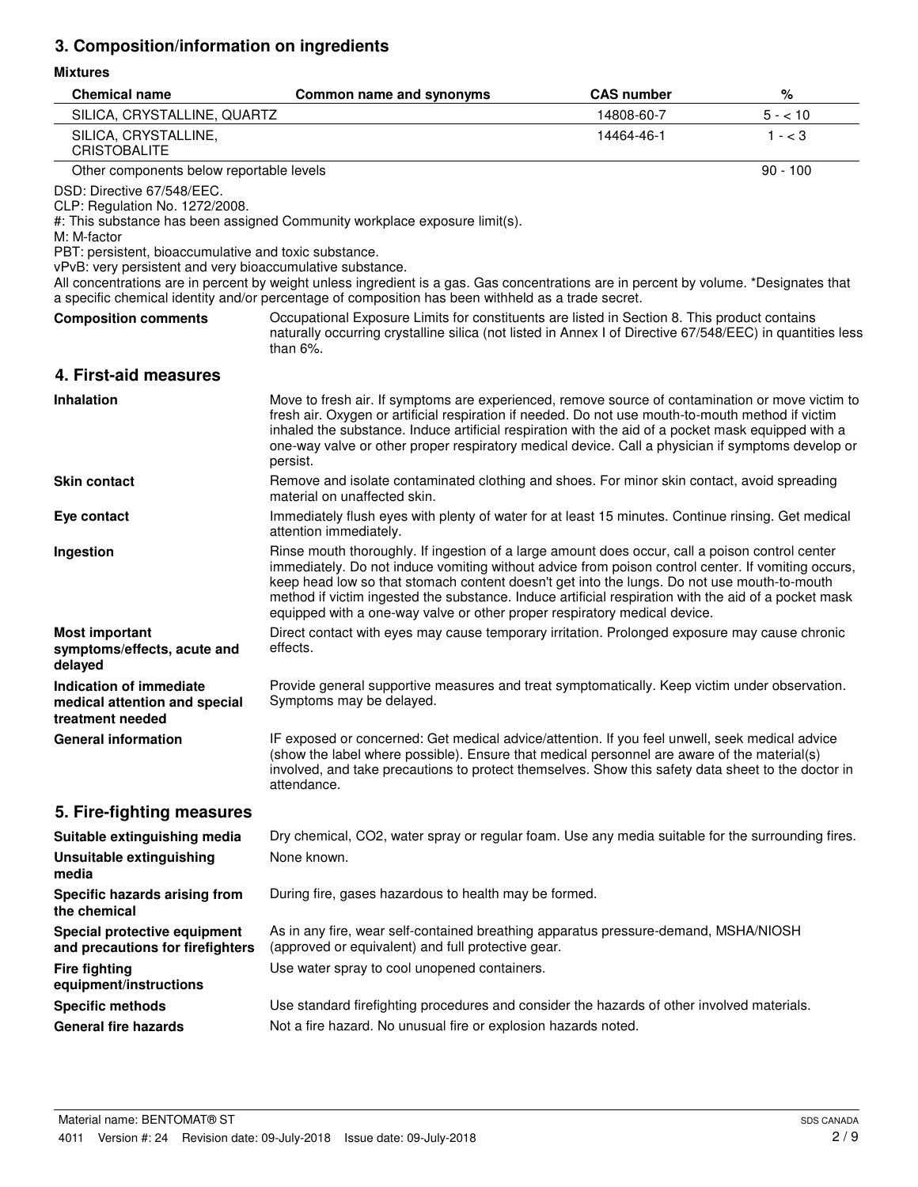## 3. Composition/information on ingredients

**Mixtures**

| Chemical name | Common name and synonyms | CAS number | % |
|---|---|---|---|
| SILICA, CRYSTALLINE, QUARTZ | | 14808-60-7 | 5 - < 10 |
| SILICA, CRYSTALLINE, CRISTOBALITE | | 14464-46-1 | 1 - < 3 |
| Other components below reportable levels | | | 90 - 100 |

DSD: Directive 67/548/EEC.
CLP: Regulation No. 1272/2008.
#: This substance has been assigned Community workplace exposure limit(s).
M: M-factor
PBT: persistent, bioaccumulative and toxic substance.
vPvB: very persistent and very bioaccumulative substance.
All concentrations are in percent by weight unless ingredient is a gas. Gas concentrations are in percent by volume. *Designates that a specific chemical identity and/or percentage of composition has been withheld as a trade secret.

**Composition comments** Occupational Exposure Limits for constituents are listed in Section 8. This product contains naturally occurring crystalline silica (not listed in Annex I of Directive 67/548/EEC) in quantities less than 6%.

## 4. First-aid measures

**Inhalation** Move to fresh air. If symptoms are experienced, remove source of contamination or move victim to fresh air. Oxygen or artificial respiration if needed. Do not use mouth-to-mouth method if victim inhaled the substance. Induce artificial respiration with the aid of a pocket mask equipped with a one-way valve or other proper respiratory medical device. Call a physician if symptoms develop or persist.

**Skin contact** Remove and isolate contaminated clothing and shoes. For minor skin contact, avoid spreading material on unaffected skin.

**Eye contact** Immediately flush eyes with plenty of water for at least 15 minutes. Continue rinsing. Get medical attention immediately.

**Ingestion** Rinse mouth thoroughly. If ingestion of a large amount does occur, call a poison control center immediately. Do not induce vomiting without advice from poison control center. If vomiting occurs, keep head low so that stomach content doesn't get into the lungs. Do not use mouth-to-mouth method if victim ingested the substance. Induce artificial respiration with the aid of a pocket mask equipped with a one-way valve or other proper respiratory medical device.

**Most important symptoms/effects, acute and delayed** Direct contact with eyes may cause temporary irritation. Prolonged exposure may cause chronic effects.

**Indication of immediate medical attention and special treatment needed** Provide general supportive measures and treat symptomatically. Keep victim under observation. Symptoms may be delayed.

**General information** IF exposed or concerned: Get medical advice/attention. If you feel unwell, seek medical advice (show the label where possible). Ensure that medical personnel are aware of the material(s) involved, and take precautions to protect themselves. Show this safety data sheet to the doctor in attendance.

## 5. Fire-fighting measures

**Suitable extinguishing media** Dry chemical, CO2, water spray or regular foam. Use any media suitable for the surrounding fires.

**Unsuitable extinguishing media** None known.

**Specific hazards arising from the chemical** During fire, gases hazardous to health may be formed.

**Special protective equipment and precautions for firefighters** As in any fire, wear self-contained breathing apparatus pressure-demand, MSHA/NIOSH (approved or equivalent) and full protective gear.

**Fire fighting equipment/instructions** Use water spray to cool unopened containers.

**Specific methods** Use standard firefighting procedures and consider the hazards of other involved materials.

**General fire hazards** Not a fire hazard. No unusual fire or explosion hazards noted.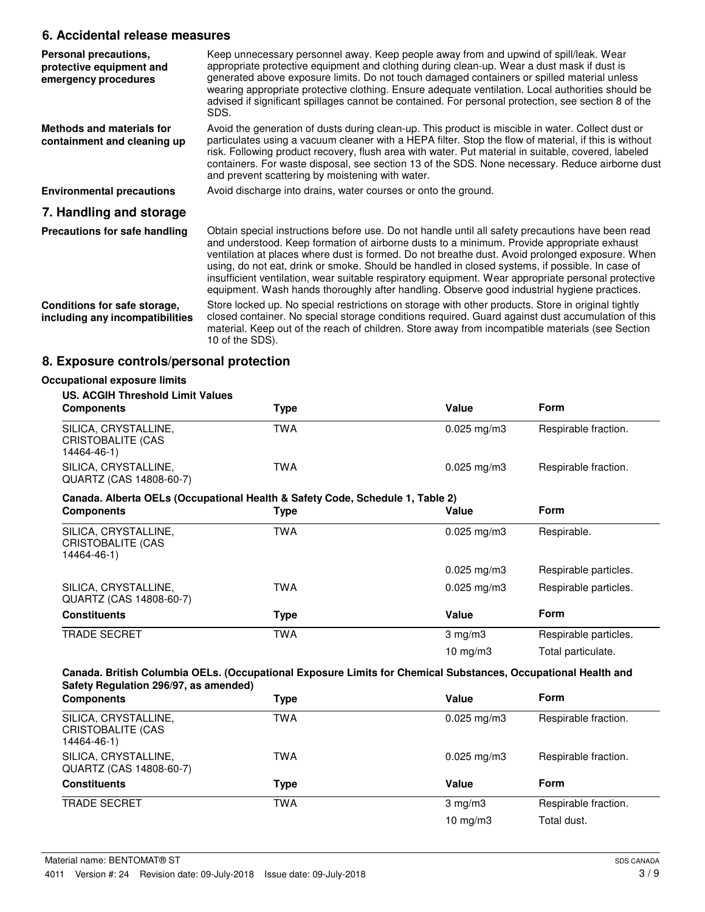## 6. Accidental release measures

**Personal precautions, protective equipment and emergency procedures**

Keep unnecessary personnel away. Keep people away from and upwind of spill/leak. Wear appropriate protective equipment and clothing during clean-up. Wear a dust mask if dust is generated above exposure limits. Do not touch damaged containers or spilled material unless wearing appropriate protective clothing. Ensure adequate ventilation. Local authorities should be advised if significant spillages cannot be contained. For personal protection, see section 8 of the SDS.

**Methods and materials for containment and cleaning up**

Avoid the generation of dusts during clean-up. This product is miscible in water. Collect dust or particulates using a vacuum cleaner with a HEPA filter. Stop the flow of material, if this is without risk. Following product recovery, flush area with water. Put material in suitable, covered, labeled containers. For waste disposal, see section 13 of the SDS. None necessary. Reduce airborne dust and prevent scattering by moistening with water.

**Environmental precautions**

Avoid discharge into drains, water courses or onto the ground.

## 7. Handling and storage

**Precautions for safe handling**

Obtain special instructions before use. Do not handle until all safety precautions have been read and understood. Keep formation of airborne dusts to a minimum. Provide appropriate exhaust ventilation at places where dust is formed. Do not breathe dust. Avoid prolonged exposure. When using, do not eat, drink or smoke. Should be handled in closed systems, if possible. In case of insufficient ventilation, wear suitable respiratory equipment. Wear appropriate personal protective equipment. Wash hands thoroughly after handling. Observe good industrial hygiene practices.

**Conditions for safe storage, including any incompatibilities**

Store locked up. No special restrictions on storage with other products. Store in original tightly closed container. No special storage conditions required. Guard against dust accumulation of this material. Keep out of the reach of children. Store away from incompatible materials (see Section 10 of the SDS).

## 8. Exposure controls/personal protection

**Occupational exposure limits**

**US. ACGIH Threshold Limit Values**

| Components | Type | Value | Form |
|---|---|---|---|
| SILICA, CRYSTALLINE, CRISTOBALITE (CAS 14464-46-1) | TWA | 0.025 mg/m3 | Respirable fraction. |
| SILICA, CRYSTALLINE, QUARTZ (CAS 14808-60-7) | TWA | 0.025 mg/m3 | Respirable fraction. |

**Canada. Alberta OELs (Occupational Health & Safety Code, Schedule 1, Table 2)**

| Components | Type | Value | Form |
|---|---|---|---|
| SILICA, CRYSTALLINE, CRISTOBALITE (CAS 14464-46-1) | TWA | 0.025 mg/m3 | Respirable. |
| | | 0.025 mg/m3 | Respirable particles. |
| SILICA, CRYSTALLINE, QUARTZ (CAS 14808-60-7) | TWA | 0.025 mg/m3 | Respirable particles. |

| Constituents | Type | Value | Form |
|---|---|---|---|
| TRADE SECRET | TWA | 3 mg/m3 | Respirable particles. |
| | | 10 mg/m3 | Total particulate. |

**Canada. British Columbia OELs. (Occupational Exposure Limits for Chemical Substances, Occupational Health and Safety Regulation 296/97, as amended)**

| Components | Type | Value | Form |
|---|---|---|---|
| SILICA, CRYSTALLINE, CRISTOBALITE (CAS 14464-46-1) | TWA | 0.025 mg/m3 | Respirable fraction. |
| SILICA, CRYSTALLINE, QUARTZ (CAS 14808-60-7) | TWA | 0.025 mg/m3 | Respirable fraction. |

| Constituents | Type | Value | Form |
|---|---|---|---|
| TRADE SECRET | TWA | 3 mg/m3 | Respirable fraction. |
| | | 10 mg/m3 | Total dust. |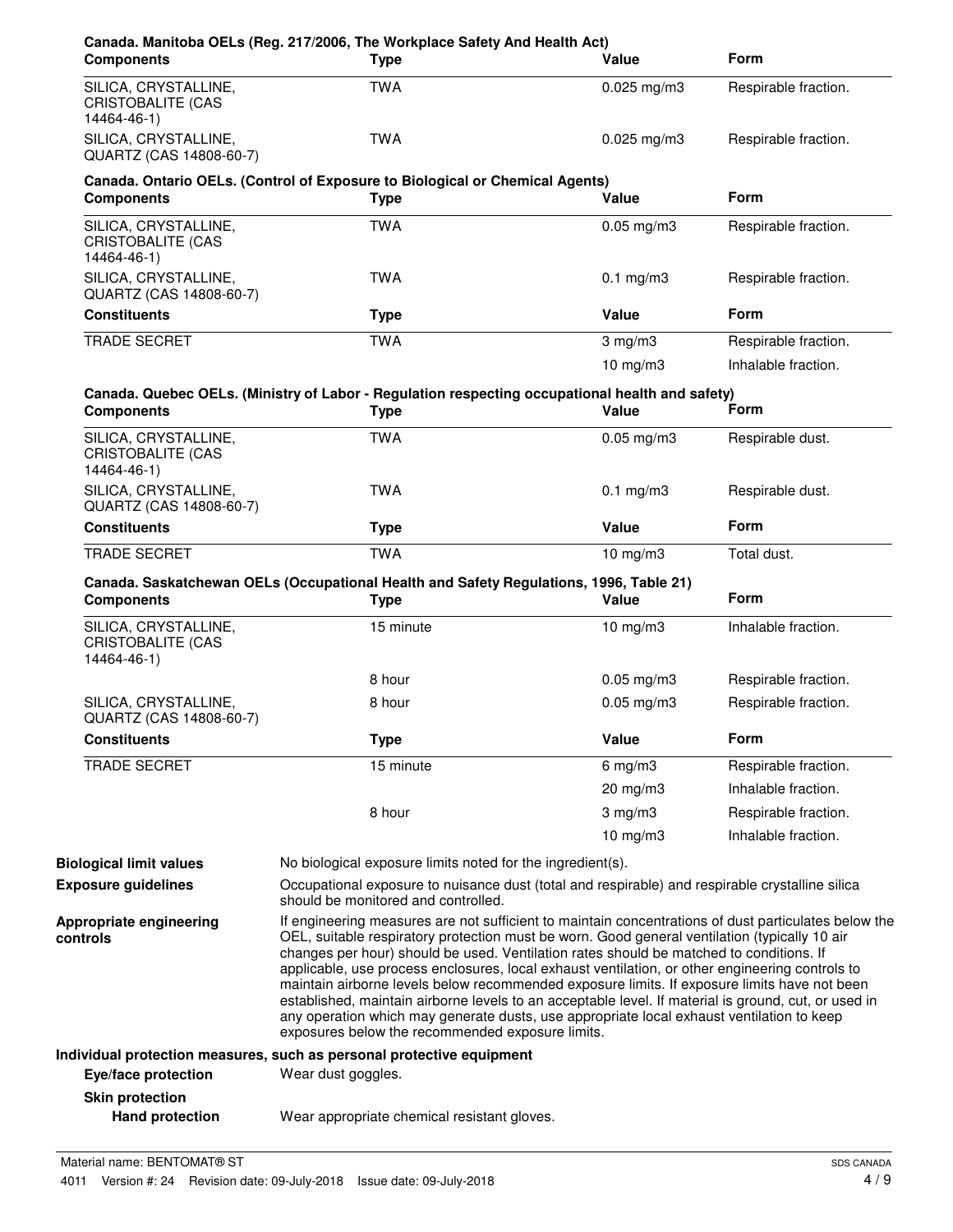**Canada. Manitoba OELs (Reg. 217/2006, The Workplace Safety And Health Act)**

| Components | Type | Value | Form |
|---|---|---|---|
| SILICA, CRYSTALLINE, CRISTOBALITE (CAS 14464-46-1) | TWA | 0.025 mg/m3 | Respirable fraction. |
| SILICA, CRYSTALLINE, QUARTZ (CAS 14808-60-7) | TWA | 0.025 mg/m3 | Respirable fraction. |

**Canada. Ontario OELs. (Control of Exposure to Biological or Chemical Agents)**

| Components | Type | Value | Form |
|---|---|---|---|
| SILICA, CRYSTALLINE, CRISTOBALITE (CAS 14464-46-1) | TWA | 0.05 mg/m3 | Respirable fraction. |
| SILICA, CRYSTALLINE, QUARTZ (CAS 14808-60-7) | TWA | 0.1 mg/m3 | Respirable fraction. |
| **Constituents** | **Type** | **Value** | **Form** |
| TRADE SECRET | TWA | 3 mg/m3 | Respirable fraction. |
| | | 10 mg/m3 | Inhalable fraction. |

**Canada. Quebec OELs. (Ministry of Labor - Regulation respecting occupational health and safety)**

| Components | Type | Value | Form |
|---|---|---|---|
| SILICA, CRYSTALLINE, CRISTOBALITE (CAS 14464-46-1) | TWA | 0.05 mg/m3 | Respirable dust. |
| SILICA, CRYSTALLINE, QUARTZ (CAS 14808-60-7) | TWA | 0.1 mg/m3 | Respirable dust. |
| **Constituents** | **Type** | **Value** | **Form** |
| TRADE SECRET | TWA | 10 mg/m3 | Total dust. |

**Canada. Saskatchewan OELs (Occupational Health and Safety Regulations, 1996, Table 21)**

| Components | Type | Value | Form |
|---|---|---|---|
| SILICA, CRYSTALLINE, CRISTOBALITE (CAS 14464-46-1) | 15 minute | 10 mg/m3 | Inhalable fraction. |
| | 8 hour | 0.05 mg/m3 | Respirable fraction. |
| SILICA, CRYSTALLINE, QUARTZ (CAS 14808-60-7) | 8 hour | 0.05 mg/m3 | Respirable fraction. |
| **Constituents** | **Type** | **Value** | **Form** |
| TRADE SECRET | 15 minute | 6 mg/m3 | Respirable fraction. |
| | | 20 mg/m3 | Inhalable fraction. |
| | 8 hour | 3 mg/m3 | Respirable fraction. |
| | | 10 mg/m3 | Inhalable fraction. |

**Biological limit values** No biological exposure limits noted for the ingredient(s).

**Exposure guidelines** Occupational exposure to nuisance dust (total and respirable) and respirable crystalline silica should be monitored and controlled.

**Appropriate engineering controls** If engineering measures are not sufficient to maintain concentrations of dust particulates below the OEL, suitable respiratory protection must be worn. Good general ventilation (typically 10 air changes per hour) should be used. Ventilation rates should be matched to conditions. If applicable, use process enclosures, local exhaust ventilation, or other engineering controls to maintain airborne levels below recommended exposure limits. If exposure limits have not been established, maintain airborne levels to an acceptable level. If material is ground, cut, or used in any operation which may generate dusts, use appropriate local exhaust ventilation to keep exposures below the recommended exposure limits.

**Individual protection measures, such as personal protective equipment**

**Eye/face protection** Wear dust goggles.

**Skin protection**

**Hand protection** Wear appropriate chemical resistant gloves.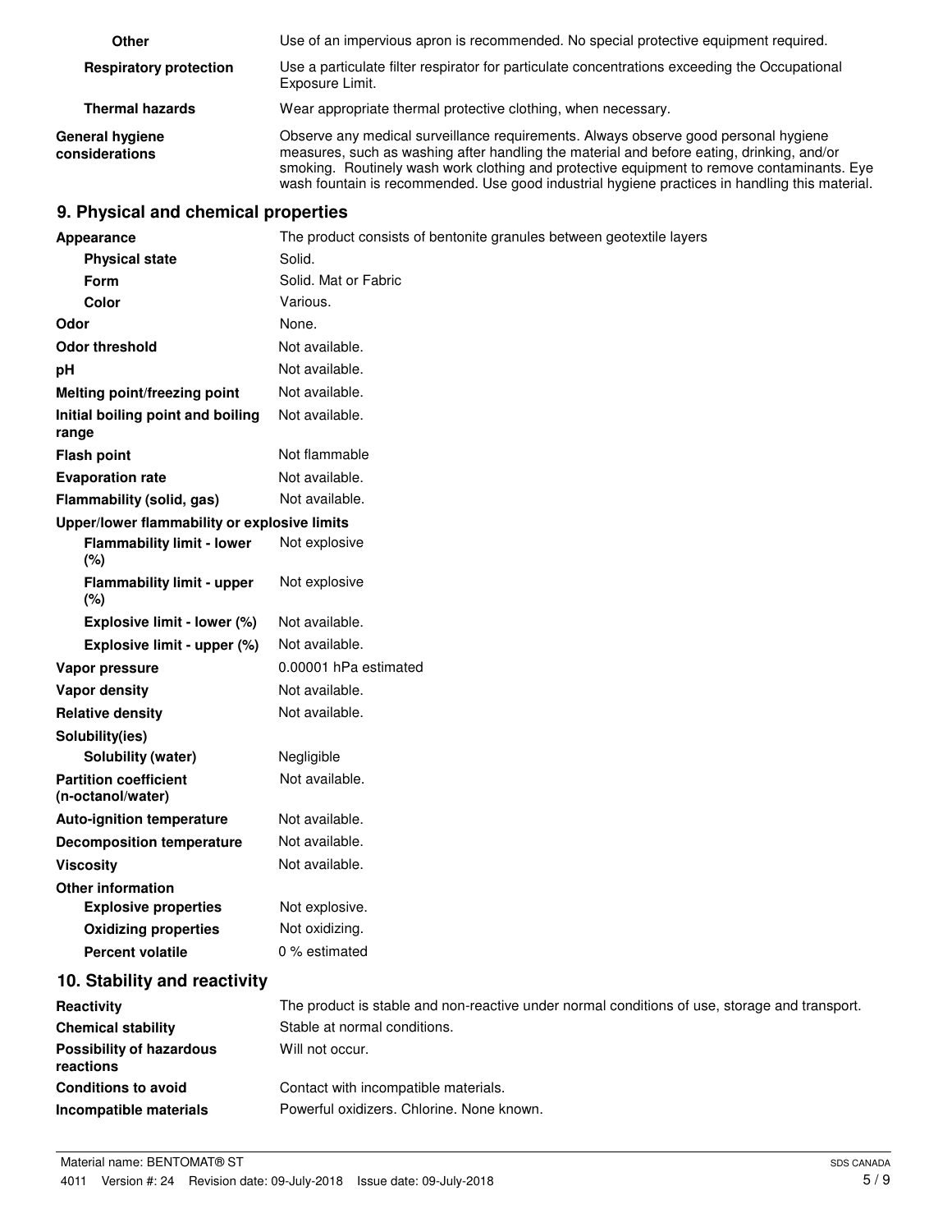| | |
|---|---|
| **Other** | Use of an impervious apron is recommended. No special protective equipment required. |
| **Respiratory protection** | Use a particulate filter respirator for particulate concentrations exceeding the Occupational Exposure Limit. |
| **Thermal hazards** | Wear appropriate thermal protective clothing, when necessary. |
| **General hygiene considerations** | Observe any medical surveillance requirements. Always observe good personal hygiene measures, such as washing after handling the material and before eating, drinking, and/or smoking. Routinely wash work clothing and protective equipment to remove contaminants. Eye wash fountain is recommended. Use good industrial hygiene practices in handling this material. |

## 9. Physical and chemical properties

| | |
|---|---|
| **Appearance** | The product consists of bentonite granules between geotextile layers |
| **Physical state** | Solid. |
| **Form** | Solid. Mat or Fabric |
| **Color** | Various. |
| **Odor** | None. |
| **Odor threshold** | Not available. |
| **pH** | Not available. |
| **Melting point/freezing point** | Not available. |
| **Initial boiling point and boiling range** | Not available. |
| **Flash point** | Not flammable |
| **Evaporation rate** | Not available. |
| **Flammability (solid, gas)** | Not available. |
| **Upper/lower flammability or explosive limits** | |
| **Flammability limit - lower (%)** | Not explosive |
| **Flammability limit - upper (%)** | Not explosive |
| **Explosive limit - lower (%)** | Not available. |
| **Explosive limit - upper (%)** | Not available. |
| **Vapor pressure** | 0.00001 hPa estimated |
| **Vapor density** | Not available. |
| **Relative density** | Not available. |
| **Solubility(ies)** | |
| **Solubility (water)** | Negligible |
| **Partition coefficient (n-octanol/water)** | Not available. |
| **Auto-ignition temperature** | Not available. |
| **Decomposition temperature** | Not available. |
| **Viscosity** | Not available. |
| **Other information** | |
| **Explosive properties** | Not explosive. |
| **Oxidizing properties** | Not oxidizing. |
| **Percent volatile** | 0 % estimated |

## 10. Stability and reactivity

| | |
|---|---|
| **Reactivity** | The product is stable and non-reactive under normal conditions of use, storage and transport. |
| **Chemical stability** | Stable at normal conditions. |
| **Possibility of hazardous reactions** | Will not occur. |
| **Conditions to avoid** | Contact with incompatible materials. |
| **Incompatible materials** | Powerful oxidizers. Chlorine. None known. |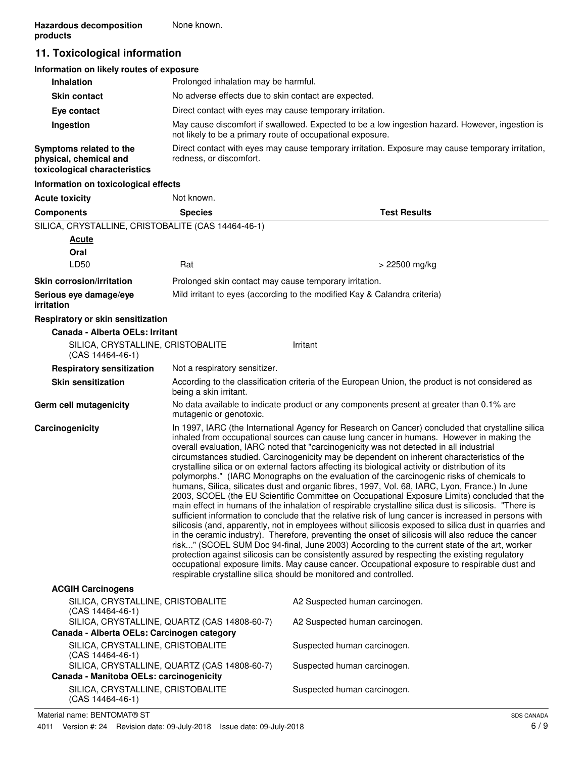**Hazardous decomposition products** None known.

## 11. Toxicological information

### Information on likely routes of exposure

| | |
|---|---|
| **Inhalation** | Prolonged inhalation may be harmful. |
| **Skin contact** | No adverse effects due to skin contact are expected. |
| **Eye contact** | Direct contact with eyes may cause temporary irritation. |
| **Ingestion** | May cause discomfort if swallowed. Expected to be a low ingestion hazard. However, ingestion is not likely to be a primary route of occupational exposure. |
| **Symptoms related to the physical, chemical and toxicological characteristics** | Direct contact with eyes may cause temporary irritation. Exposure may cause temporary irritation, redness, or discomfort. |

### Information on toxicological effects

**Acute toxicity** Not known.

| Components | Species | Test Results |
|---|---|---|
| SILICA, CRYSTALLINE, CRISTOBALITE (CAS 14464-46-1) | | |
| **Acute** | | |
| **Oral** | | |
| LD50 | Rat | > 22500 mg/kg |

| | |
|---|---|
| **Skin corrosion/irritation** | Prolonged skin contact may cause temporary irritation. |
| **Serious eye damage/eye irritation** | Mild irritant to eyes (according to the modified Kay & Calandra criteria) |

**Respiratory or skin sensitization**

**Canada - Alberta OELs: Irritant**

| | |
|---|---|
| SILICA, CRYSTALLINE, CRISTOBALITE (CAS 14464-46-1) | Irritant |

| | |
|---|---|
| **Respiratory sensitization** | Not a respiratory sensitizer. |
| **Skin sensitization** | According to the classification criteria of the European Union, the product is not considered as being a skin irritant. |
| **Germ cell mutagenicity** | No data available to indicate product or any components present at greater than 0.1% are mutagenic or genotoxic. |
| **Carcinogenicity** | In 1997, IARC (the International Agency for Research on Cancer) concluded that crystalline silica inhaled from occupational sources can cause lung cancer in humans. However in making the overall evaluation, IARC noted that "carcinogenicity was not detected in all industrial circumstances studied. Carcinogenicity may be dependent on inherent characteristics of the crystalline silica or on external factors affecting its biological activity or distribution of its polymorphs." (IARC Monographs on the evaluation of the carcinogenic risks of chemicals to humans, Silica, silicates dust and organic fibres, 1997, Vol. 68, IARC, Lyon, France.) In June 2003, SCOEL (the EU Scientific Committee on Occupational Exposure Limits) concluded that the main effect in humans of the inhalation of respirable crystalline silica dust is silicosis. "There is sufficient information to conclude that the relative risk of lung cancer is increased in persons with silicosis (and, apparently, not in employees without silicosis exposed to silica dust in quarries and in the ceramic industry). Therefore, preventing the onset of silicosis will also reduce the cancer risk..." (SCOEL SUM Doc 94-final, June 2003) According to the current state of the art, worker protection against silicosis can be consistently assured by respecting the existing regulatory occupational exposure limits. May cause cancer. Occupational exposure to respirable dust and respirable crystalline silica should be monitored and controlled. |

**ACGIH Carcinogens**

| | |
|---|---|
| SILICA, CRYSTALLINE, CRISTOBALITE (CAS 14464-46-1) | A2 Suspected human carcinogen. |
| SILICA, CRYSTALLINE, QUARTZ (CAS 14808-60-7) | A2 Suspected human carcinogen. |

**Canada - Alberta OELs: Carcinogen category**

| | |
|---|---|
| SILICA, CRYSTALLINE, CRISTOBALITE (CAS 14464-46-1) | Suspected human carcinogen. |
| SILICA, CRYSTALLINE, QUARTZ (CAS 14808-60-7) | Suspected human carcinogen. |

**Canada - Manitoba OELs: carcinogenicity**

| | |
|---|---|
| SILICA, CRYSTALLINE, CRISTOBALITE (CAS 14464-46-1) | Suspected human carcinogen. |

Material name: BENTOMAT® ST

4011 Version #: 24 Revision date: 09-July-2018 Issue date: 09-July-2018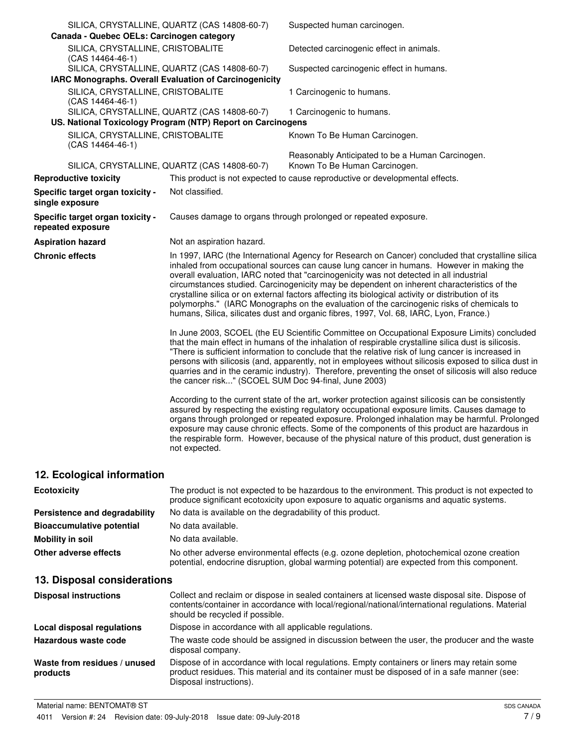| | |
|---|---|
| SILICA, CRYSTALLINE, QUARTZ (CAS 14808-60-7) | Suspected human carcinogen. |
| **Canada - Quebec OELs: Carcinogen category** | |
| SILICA, CRYSTALLINE, CRISTOBALITE (CAS 14464-46-1) | Detected carcinogenic effect in animals. |
| SILICA, CRYSTALLINE, QUARTZ (CAS 14808-60-7) | Suspected carcinogenic effect in humans. |
| **IARC Monographs. Overall Evaluation of Carcinogenicity** | |
| SILICA, CRYSTALLINE, CRISTOBALITE (CAS 14464-46-1) | 1 Carcinogenic to humans. |
| SILICA, CRYSTALLINE, QUARTZ (CAS 14808-60-7) | 1 Carcinogenic to humans. |
| **US. National Toxicology Program (NTP) Report on Carcinogens** | |
| SILICA, CRYSTALLINE, CRISTOBALITE (CAS 14464-46-1) | Known To Be Human Carcinogen. |
| SILICA, CRYSTALLINE, QUARTZ (CAS 14808-60-7) | Reasonably Anticipated to be a Human Carcinogen. Known To Be Human Carcinogen. |

| | |
|---|---|
| **Reproductive toxicity** | This product is not expected to cause reproductive or developmental effects. |
| **Specific target organ toxicity - single exposure** | Not classified. |
| **Specific target organ toxicity - repeated exposure** | Causes damage to organs through prolonged or repeated exposure. |
| **Aspiration hazard** | Not an aspiration hazard. |
| **Chronic effects** | In 1997, IARC (the International Agency for Research on Cancer) concluded that crystalline silica inhaled from occupational sources can cause lung cancer in humans. However in making the overall evaluation, IARC noted that "carcinogenicity was not detected in all industrial circumstances studied. Carcinogenicity may be dependent on inherent characteristics of the crystalline silica or on external factors affecting its biological activity or distribution of its polymorphs." (IARC Monographs on the evaluation of the carcinogenic risks of chemicals to humans, Silica, silicates dust and organic fibres, 1997, Vol. 68, IARC, Lyon, France.)<br><br>In June 2003, SCOEL (the EU Scientific Committee on Occupational Exposure Limits) concluded that the main effect in humans of the inhalation of respirable crystalline silica dust is silicosis. "There is sufficient information to conclude that the relative risk of lung cancer is increased in persons with silicosis (and, apparently, not in employees without silicosis exposed to silica dust in quarries and in the ceramic industry). Therefore, preventing the onset of silicosis will also reduce the cancer risk..." (SCOEL SUM Doc 94-final, June 2003)<br><br>According to the current state of the art, worker protection against silicosis can be consistently assured by respecting the existing regulatory occupational exposure limits. Causes damage to organs through prolonged or repeated exposure. Prolonged inhalation may be harmful. Prolonged exposure may cause chronic effects. Some of the components of this product are hazardous in the respirable form. However, because of the physical nature of this product, dust generation is not expected. |

## 12. Ecological information

| | |
|---|---|
| **Ecotoxicity** | The product is not expected to be hazardous to the environment. This product is not expected to produce significant ecotoxicity upon exposure to aquatic organisms and aquatic systems. |
| **Persistence and degradability** | No data is available on the degradability of this product. |
| **Bioaccumulative potential** | No data available. |
| **Mobility in soil** | No data available. |
| **Other adverse effects** | No other adverse environmental effects (e.g. ozone depletion, photochemical ozone creation potential, endocrine disruption, global warming potential) are expected from this component. |

## 13. Disposal considerations

| | |
|---|---|
| **Disposal instructions** | Collect and reclaim or dispose in sealed containers at licensed waste disposal site. Dispose of contents/container in accordance with local/regional/national/international regulations. Material should be recycled if possible. |
| **Local disposal regulations** | Dispose in accordance with all applicable regulations. |
| **Hazardous waste code** | The waste code should be assigned in discussion between the user, the producer and the waste disposal company. |
| **Waste from residues / unused products** | Dispose of in accordance with local regulations. Empty containers or liners may retain some product residues. This material and its container must be disposed of in a safe manner (see: Disposal instructions). |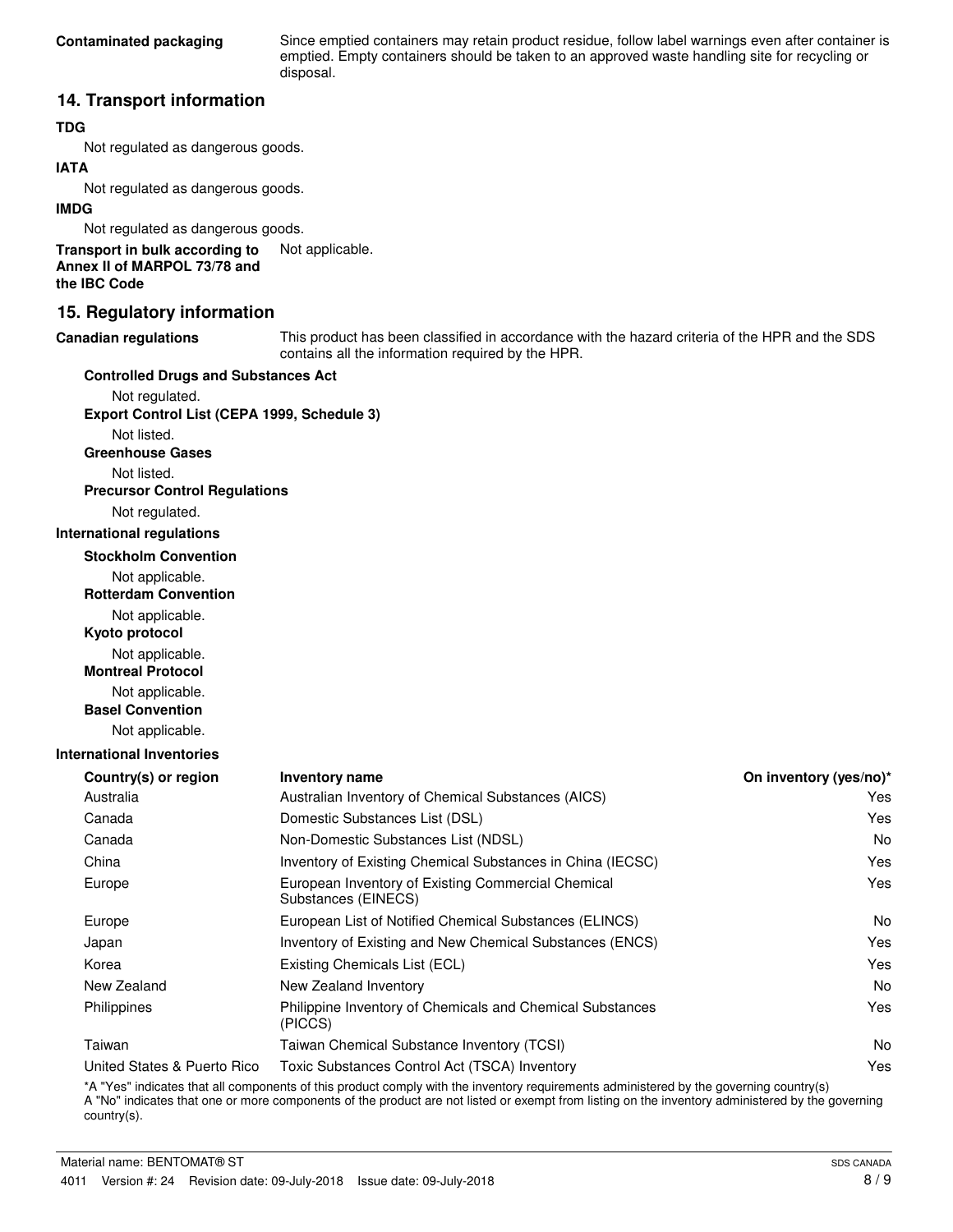**Contaminated packaging** Since emptied containers may retain product residue, follow label warnings even after container is emptied. Empty containers should be taken to an approved waste handling site for recycling or disposal.

## 14. Transport information

**TDG**

Not regulated as dangerous goods.

**IATA**

Not regulated as dangerous goods.

**IMDG**

Not regulated as dangerous goods.

**Transport in bulk according to Annex II of MARPOL 73/78 and the IBC Code** Not applicable.

## 15. Regulatory information

**Canadian regulations** This product has been classified in accordance with the hazard criteria of the HPR and the SDS contains all the information required by the HPR.

**Controlled Drugs and Substances Act**

Not regulated.

**Export Control List (CEPA 1999, Schedule 3)**

Not listed.

**Greenhouse Gases**

Not listed.

**Precursor Control Regulations**

Not regulated.

**International regulations**

**Stockholm Convention**

Not applicable.

**Rotterdam Convention**

Not applicable.

**Kyoto protocol**

Not applicable.

**Montreal Protocol**

Not applicable.

**Basel Convention**

Not applicable.

**International Inventories**

| Country(s) or region | Inventory name | On inventory (yes/no)* |
|---|---|---|
| Australia | Australian Inventory of Chemical Substances (AICS) | Yes |
| Canada | Domestic Substances List (DSL) | Yes |
| Canada | Non-Domestic Substances List (NDSL) | No |
| China | Inventory of Existing Chemical Substances in China (IECSC) | Yes |
| Europe | European Inventory of Existing Commercial Chemical Substances (EINECS) | Yes |
| Europe | European List of Notified Chemical Substances (ELINCS) | No |
| Japan | Inventory of Existing and New Chemical Substances (ENCS) | Yes |
| Korea | Existing Chemicals List (ECL) | Yes |
| New Zealand | New Zealand Inventory | No |
| Philippines | Philippine Inventory of Chemicals and Chemical Substances (PICCS) | Yes |
| Taiwan | Taiwan Chemical Substance Inventory (TCSI) | No |
| United States & Puerto Rico | Toxic Substances Control Act (TSCA) Inventory | Yes |

*A "Yes" indicates that all components of this product comply with the inventory requirements administered by the governing country(s)
A "No" indicates that one or more components of the product are not listed or exempt from listing on the inventory administered by the governing country(s).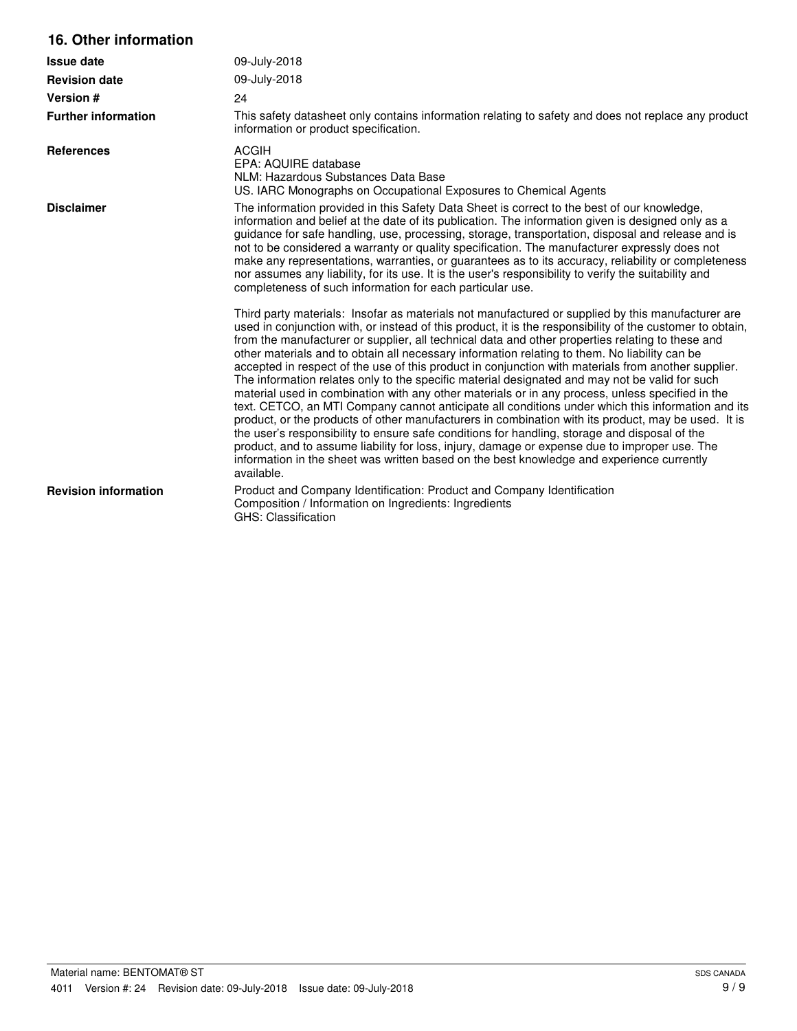## 16. Other information

| | |
|---|---|
| **Issue date** | 09-July-2018 |
| **Revision date** | 09-July-2018 |
| **Version #** | 24 |
| **Further information** | This safety datasheet only contains information relating to safety and does not replace any product information or product specification. |
| **References** | ACGIH<br>EPA: AQUIRE database<br>NLM: Hazardous Substances Data Base<br>US. IARC Monographs on Occupational Exposures to Chemical Agents |
| **Disclaimer** | The information provided in this Safety Data Sheet is correct to the best of our knowledge, information and belief at the date of its publication. The information given is designed only as a guidance for safe handling, use, processing, storage, transportation, disposal and release and is not to be considered a warranty or quality specification. The manufacturer expressly does not make any representations, warranties, or guarantees as to its accuracy, reliability or completeness nor assumes any liability, for its use. It is the user's responsibility to verify the suitability and completeness of such information for each particular use.<br><br>Third party materials: Insofar as materials not manufactured or supplied by this manufacturer are used in conjunction with, or instead of this product, it is the responsibility of the customer to obtain, from the manufacturer or supplier, all technical data and other properties relating to these and other materials and to obtain all necessary information relating to them. No liability can be accepted in respect of the use of this product in conjunction with materials from another supplier. The information relates only to the specific material designated and may not be valid for such material used in combination with any other materials or in any process, unless specified in the text. CETCO, an MTI Company cannot anticipate all conditions under which this information and its product, or the products of other manufacturers in combination with its product, may be used. It is the user's responsibility to ensure safe conditions for handling, storage and disposal of the product, and to assume liability for loss, injury, damage or expense due to improper use. The information in the sheet was written based on the best knowledge and experience currently available. |
| **Revision information** | Product and Company Identification: Product and Company Identification<br>Composition / Information on Ingredients: Ingredients<br>GHS: Classification |